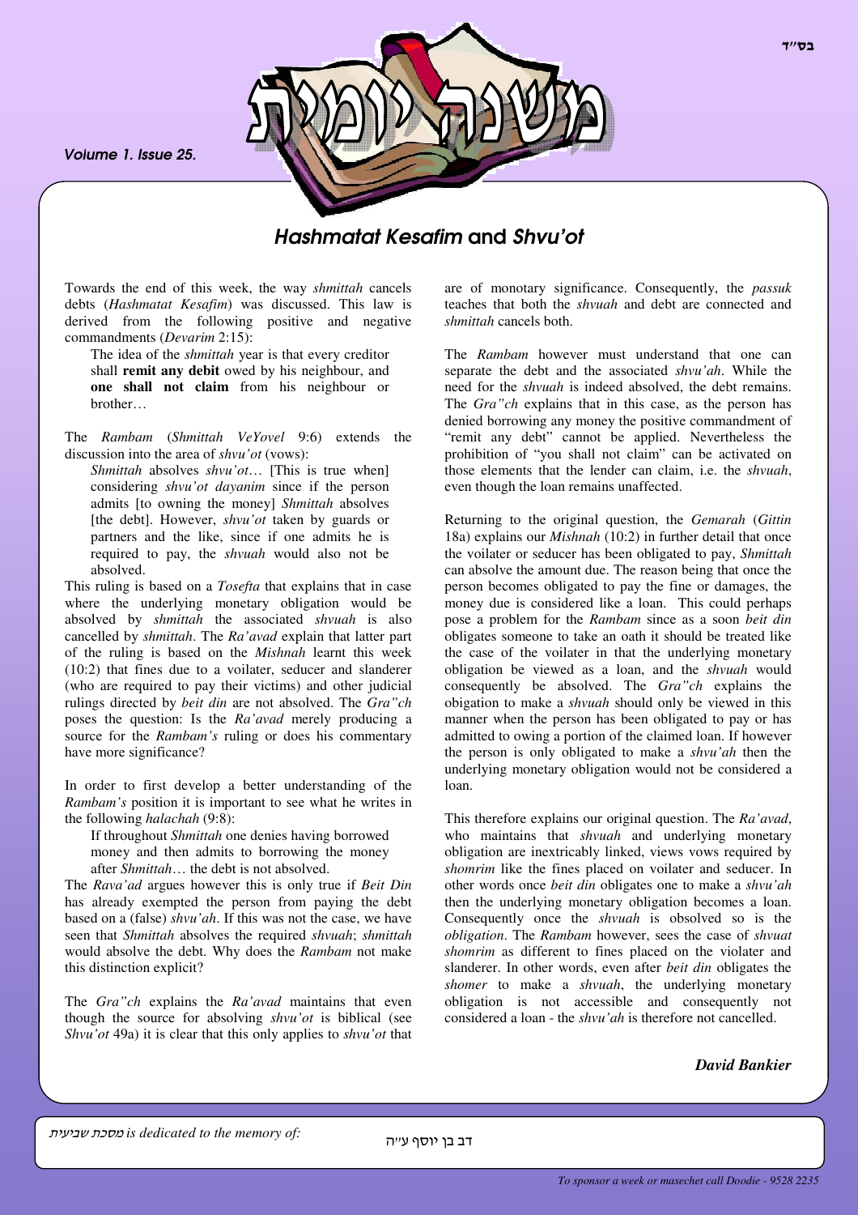בס"ד

# משנה יומית

*Volume 1. Issue 25.*

## *Hashmatat Kesafim* and *Shvu'ot*

Towards the end of this week, the way *shmittah* cancels debts (*Hashmatat Kesafim*) was discussed. This law is derived from the following positive and negative commandments (*Devarim* 2:15):

> The idea of the *shmittah* year is that every creditor shall **remit any debit** owed by his neighbour, and **one shall not claim** from his neighbour or brother…

The *Rambam* (*Shmittah VeYovel* 9:6) extends the discussion into the area of *shvu'ot* (vows):

> *Shmittah* absolves *shvu'ot*… [This is true when] considering *shvu'ot dayanim* since if the person admits [to owning the money] *Shmittah* absolves [the debt]. However, *shvu'ot* taken by guards or partners and the like, since if one admits he is required to pay, the *shvuah* would also not be absolved.

This ruling is based on a *Tosefta* that explains that in case where the underlying monetary obligation would be absolved by *shmittah* the associated *shvuah* is also cancelled by *shmittah*. The *Ra'avad* explain that latter part of the ruling is based on the *Mishnah* learnt this week (10:2) that fines due to a voilater, seducer and slanderer (who are required to pay their victims) and other judicial rulings directed by *beit din* are not absolved. The *Gra"ch* poses the question: Is the *Ra'avad* merely producing a source for the *Rambam's* ruling or does his commentary have more significance?

In order to first develop a better understanding of the *Rambam's* position it is important to see what he writes in the following *halachah* (9:8):

> If throughout *Shmittah* one denies having borrowed money and then admits to borrowing the money after *Shmittah*… the debt is not absolved.

The *Rava'ad* argues however this is only true if *Beit Din* has already exempted the person from paying the debt based on a (false) *shvu'ah*. If this was not the case, we have seen that *Shmittah* absolves the required *shvuah*; *shmittah* would absolve the debt. Why does the *Rambam* not make this distinction explicit?

The *Gra"ch* explains the *Ra'avad* maintains that even though the source for absolving *shvu'ot* is biblical (see *Shvu'ot* 49a) it is clear that this only applies to *shvu'ot* that are of monotary significance. Consequently, the *passuk* teaches that both the *shvuah* and debt are connected and *shmittah* cancels both.

The *Rambam* however must understand that one can separate the debt and the associated *shvu'ah*. While the need for the *shvuah* is indeed absolved, the debt remains. The *Gra"ch* explains that in this case, as the person has denied borrowing any money the positive commandment of "remit any debt" cannot be applied. Nevertheless the prohibition of "you shall not claim" can be activated on those elements that the lender can claim, i.e. the *shvuah*, even though the loan remains unaffected.

Returning to the original question, the *Gemarah* (*Gittin* 18a) explains our *Mishnah* (10:2) in further detail that once the voilater or seducer has been obligated to pay, *Shmittah* can absolve the amount due. The reason being that once the person becomes obligated to pay the fine or damages, the money due is considered like a loan. This could perhaps pose a problem for the *Rambam* since as a soon *beit din* obligates someone to take an oath it should be treated like the case of the voilater in that the underlying monetary obligation be viewed as a loan, and the *shvuah* would consequently be absolved. The *Gra"ch* explains the obligation to make a *shvuah* should only be viewed in this manner when the person has been obligated to pay or has admitted to owing a portion of the claimed loan. If however the person is only obligated to make a *shvu'ah* then the underlying monetary obligation would not be considered a loan.

This therefore explains our original question. The *Ra'avad*, who maintains that *shvuah* and underlying monetary obligation are inextricably linked, views vows required by *shomrim* like the fines placed on voilater and seducer. In other words once *beit din* obligates one to make a *shvu'ah* then the underlying monetary obligation becomes a loan. Consequently once the *shvuah* is obsolved so is the *obligation*. The *Rambam* however, sees the case of *shvuat shomrim* as different to fines placed on the violater and slanderer. In other words, even after *beit din* obligates the *shomer* to make a *shvuah*, the underlying monetary obligation is not accessible and consequently not considered a loan - the *shvu'ah* is therefore not cancelled.

***David Bankier***

*מסכת שביעית is dedicated to the memory of:* דב בן יוסף ע"ה

*To sponsor a week or masechet call Doodie - 9528 2235*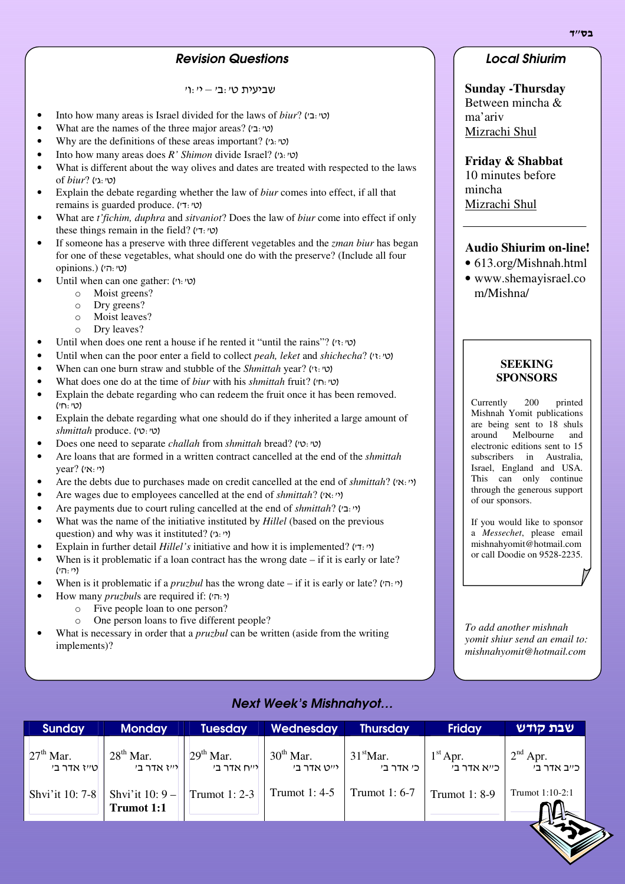## Revision Questions

שביעית ט׳:ב׳ – י׳:ו׳

- Into how many areas is Israel divided for the laws of *biur*? (ט׳:ב׳)
- What are the names of the three major areas? (ט׳:ב׳)
- Why are the definitions of these areas important? (ט׳:ג׳)
- Into how many areas does *R' Shimon* divide Israel? (ט׳:ג׳)
- What is different about the way olives and dates are treated with respected to the laws of *biur*? (ט׳:ג׳)
- Explain the debate regarding whether the law of *biur* comes into effect, if all that remains is guarded produce. (ט׳:ד׳)
- What are *t'fichim, duphra* and *sitvaniot*? Does the law of *biur* come into effect if only these things remain in the field? (ט׳:ד׳)
- If someone has a preserve with three different vegetables and the *zman biur* has began for one of these vegetables, what should one do with the preserve? (Include all four opinions.) (ט׳:ה׳)
- Until when can one gather: (ט׳:ו׳)
  - Moist greens?
  - Dry greens?
  - Moist leaves?
  - Dry leaves?
- Until when does one rent a house if he rented it "until the rains"? (ט׳:ז׳)
- Until when can the poor enter a field to collect *peah, leket* and *shichecha*? (ט׳:ז׳)
- When can one burn straw and stubble of the *Shmittah* year? (ט׳:ז׳)
- What does one do at the time of *biur* with his *shmittah* fruit? (ט׳:ח׳)
- Explain the debate regarding who can redeem the fruit once it has been removed. (ט׳:ח׳)
- Explain the debate regarding what one should do if they inherited a large amount of *shmittah* produce. (ט׳:ט׳)
- Does one need to separate *challah* from *shmittah* bread? (ט׳:ט׳)
- Are loans that are formed in a written contract cancelled at the end of the *shmittah* year? (י׳:א׳)
- Are the debts due to purchases made on credit cancelled at the end of *shmittah*? (י׳:א׳)
- Are wages due to employees cancelled at the end of *shmittah*? (י׳:א׳)
- Are payments due to court ruling cancelled at the end of *shmittah*? (י׳:ב׳)
- What was the name of the initiative instituted by *Hillel* (based on the previous question) and why was it instituted? (י׳:ג׳)
- Explain in further detail *Hillel's* initiative and how it is implemented? (י׳:ד׳)
- When is it problematic if a loan contract has the wrong date – if it is early or late? (י׳:ה׳)
- When is it problematic if a *pruzbul* has the wrong date – if it is early or late? (י׳:ה׳)
- How many *pruzbul*s are required if: (י׳:ה׳)
  - Five people loan to one person?
  - One person loans to five different people?
- What is necessary in order that a *pruzbul* can be written (aside from the writing implements)?

## Local Shiurim

**Sunday -Thursday**
Between mincha & ma'ariv
Mizrachi Shul

**Friday & Shabbat**
10 minutes before mincha
Mizrachi Shul

**Audio Shiurim on-line!**
- 613.org/Mishnah.html
- www.shemayisrael.com/Mishna/

**SEEKING SPONSORS**

Currently 200 printed Mishnah Yomit publications are being sent to 18 shuls around Melbourne and electronic editions sent to 15 subscribers in Australia, Israel, England and USA. This can only continue through the generous support of our sponsors.

If you would like to sponsor a *Messechet*, please email mishnahyomit@hotmail.com or call Doodie on 9528-2235.

*To add another mishnah yomit shiur send an email to: mishnahyomit@hotmail.com*

## Next Week's Mishnahyot…

| Sunday | Monday | Tuesday | Wednesday | Thursday | Friday | שבת קודש |
|---|---|---|---|---|---|---|
| 27th Mar. ט״ז אדר ב׳ | 28th Mar. י״ז אדר ב׳ | 29th Mar. י״ח אדר ב׳ | 30th Mar. י״ט אדר ב׳ | 31st Mar. כ׳ אדר ב׳ | 1st Apr. כ״א אדר ב׳ | 2nd Apr. כ״ב אדר ב׳ |
| Shvi'it 10: 7-8 | Shvi'it 10: 9 – **Trumot 1:1** | Trumot 1: 2-3 | Trumot 1: 4-5 | Trumot 1: 6-7 | Trumot 1: 8-9 | Trumot 1:10-2:1 |